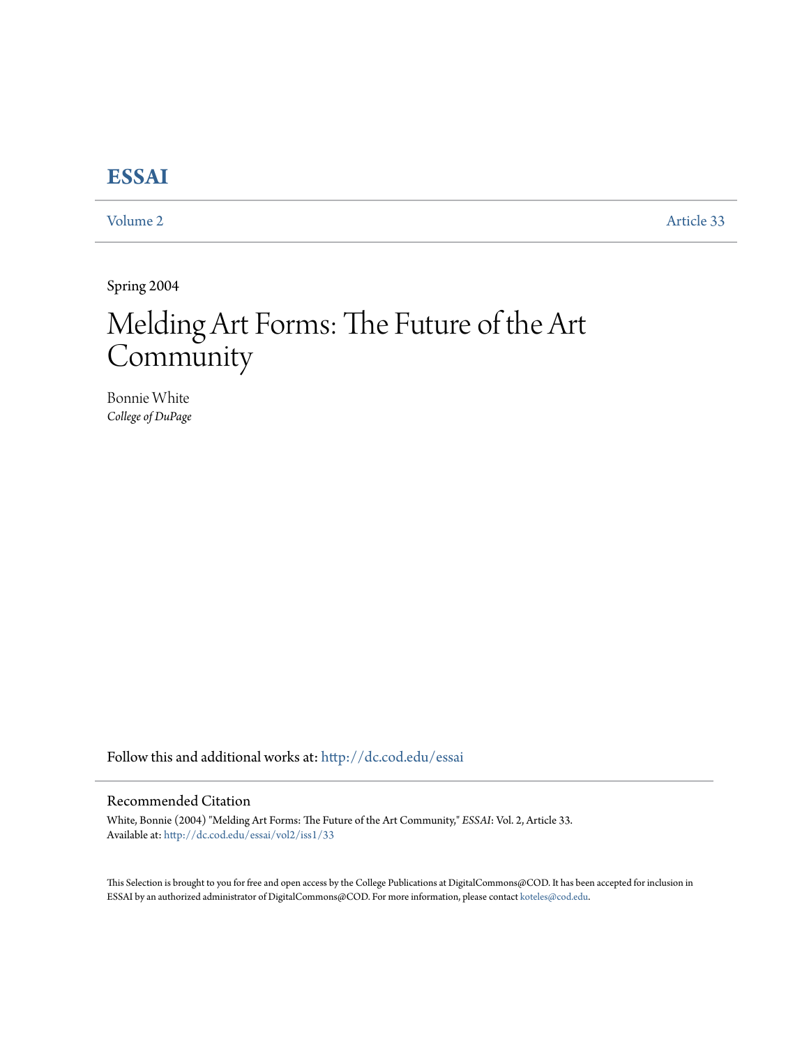# ESSAI

Volume 2 Article 33

Spring 2004

# Melding Art Forms: The Future of the Art Community

Bonnie White
*College of DuPage*

Follow this and additional works at: http://dc.cod.edu/essai

## Recommended Citation

White, Bonnie (2004) "Melding Art Forms: The Future of the Art Community," *ESSAI*: Vol. 2, Article 33.
Available at: http://dc.cod.edu/essai/vol2/iss1/33

This Selection is brought to you for free and open access by the College Publications at DigitalCommons@COD. It has been accepted for inclusion in ESSAI by an authorized administrator of DigitalCommons@COD. For more information, please contact koteles@cod.edu.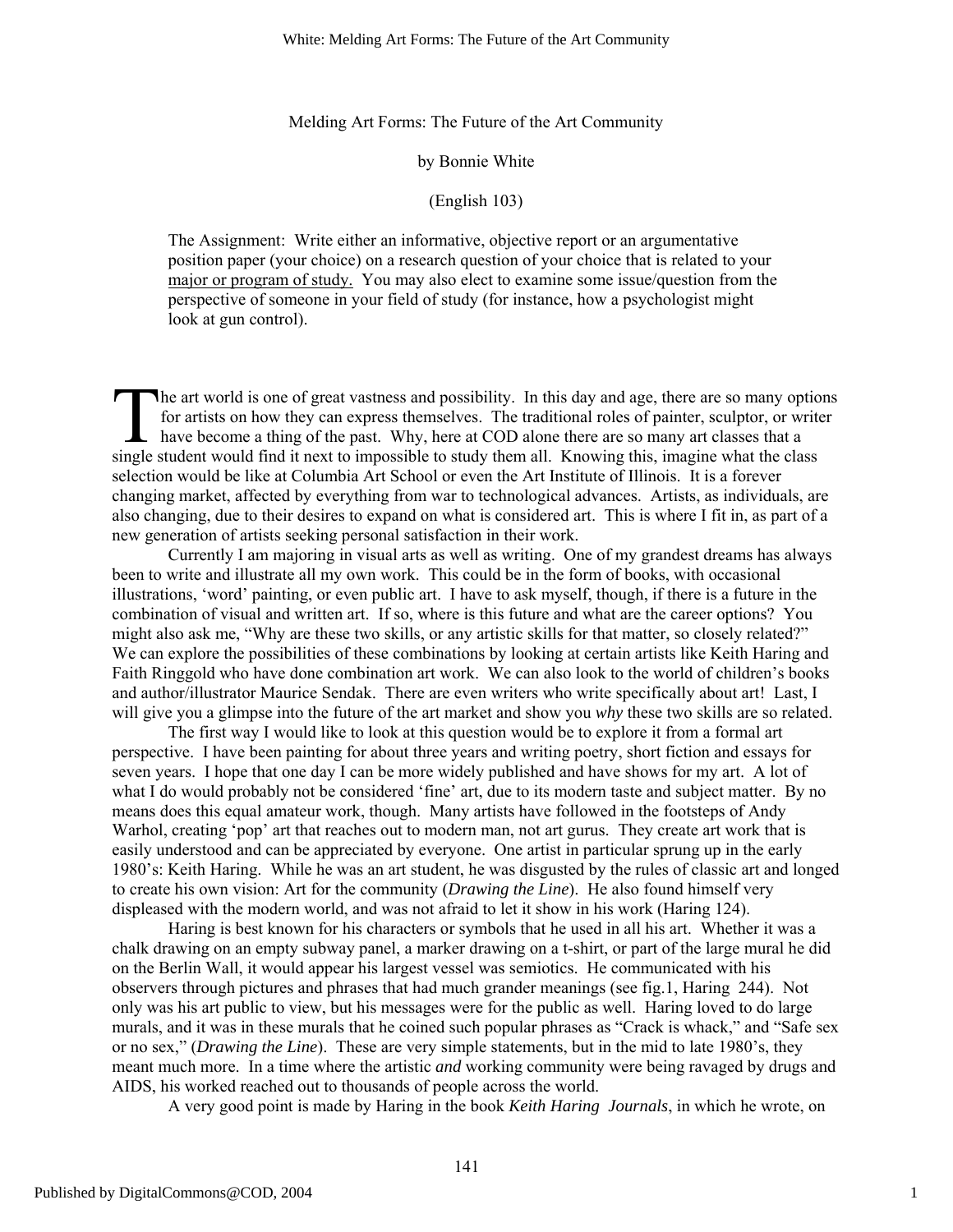Melding Art Forms: The Future of the Art Community

by Bonnie White

(English 103)

The Assignment: Write either an informative, objective report or an argumentative position paper (your choice) on a research question of your choice that is related to your major or program of study. You may also elect to examine some issue/question from the perspective of someone in your field of study (for instance, how a psychologist might look at gun control).

The art world is one of great vastness and possibility. In this day and age, there are so many options for artists on how they can express themselves. The traditional roles of painter, sculptor, or writer have become a thing of the past. Why, here at COD alone there are so many art classes that a single student would find it next to impossible to study them all. Knowing this, imagine what the class selection would be like at Columbia Art School or even the Art Institute of Illinois. It is a forever changing market, affected by everything from war to technological advances. Artists, as individuals, are also changing, due to their desires to expand on what is considered art. This is where I fit in, as part of a new generation of artists seeking personal satisfaction in their work.

Currently I am majoring in visual arts as well as writing. One of my grandest dreams has always been to write and illustrate all my own work. This could be in the form of books, with occasional illustrations, 'word' painting, or even public art. I have to ask myself, though, if there is a future in the combination of visual and written art. If so, where is this future and what are the career options? You might also ask me, "Why are these two skills, or any artistic skills for that matter, so closely related?" We can explore the possibilities of these combinations by looking at certain artists like Keith Haring and Faith Ringgold who have done combination art work. We can also look to the world of children's books and author/illustrator Maurice Sendak. There are even writers who write specifically about art! Last, I will give you a glimpse into the future of the art market and show you *why* these two skills are so related.

The first way I would like to look at this question would be to explore it from a formal art perspective. I have been painting for about three years and writing poetry, short fiction and essays for seven years. I hope that one day I can be more widely published and have shows for my art. A lot of what I do would probably not be considered 'fine' art, due to its modern taste and subject matter. By no means does this equal amateur work, though. Many artists have followed in the footsteps of Andy Warhol, creating 'pop' art that reaches out to modern man, not art gurus. They create art work that is easily understood and can be appreciated by everyone. One artist in particular sprung up in the early 1980's: Keith Haring. While he was an art student, he was disgusted by the rules of classic art and longed to create his own vision: Art for the community (*Drawing the Line*). He also found himself very displeased with the modern world, and was not afraid to let it show in his work (Haring 124).

Haring is best known for his characters or symbols that he used in all his art. Whether it was a chalk drawing on an empty subway panel, a marker drawing on a t-shirt, or part of the large mural he did on the Berlin Wall, it would appear his largest vessel was semiotics. He communicated with his observers through pictures and phrases that had much grander meanings (see fig.1, Haring 244). Not only was his art public to view, but his messages were for the public as well. Haring loved to do large murals, and it was in these murals that he coined such popular phrases as "Crack is whack," and "Safe sex or no sex," (*Drawing the Line*). These are very simple statements, but in the mid to late 1980's, they meant much more. In a time where the artistic *and* working community were being ravaged by drugs and AIDS, his worked reached out to thousands of people across the world.

A very good point is made by Haring in the book *Keith Haring Journals*, in which he wrote, on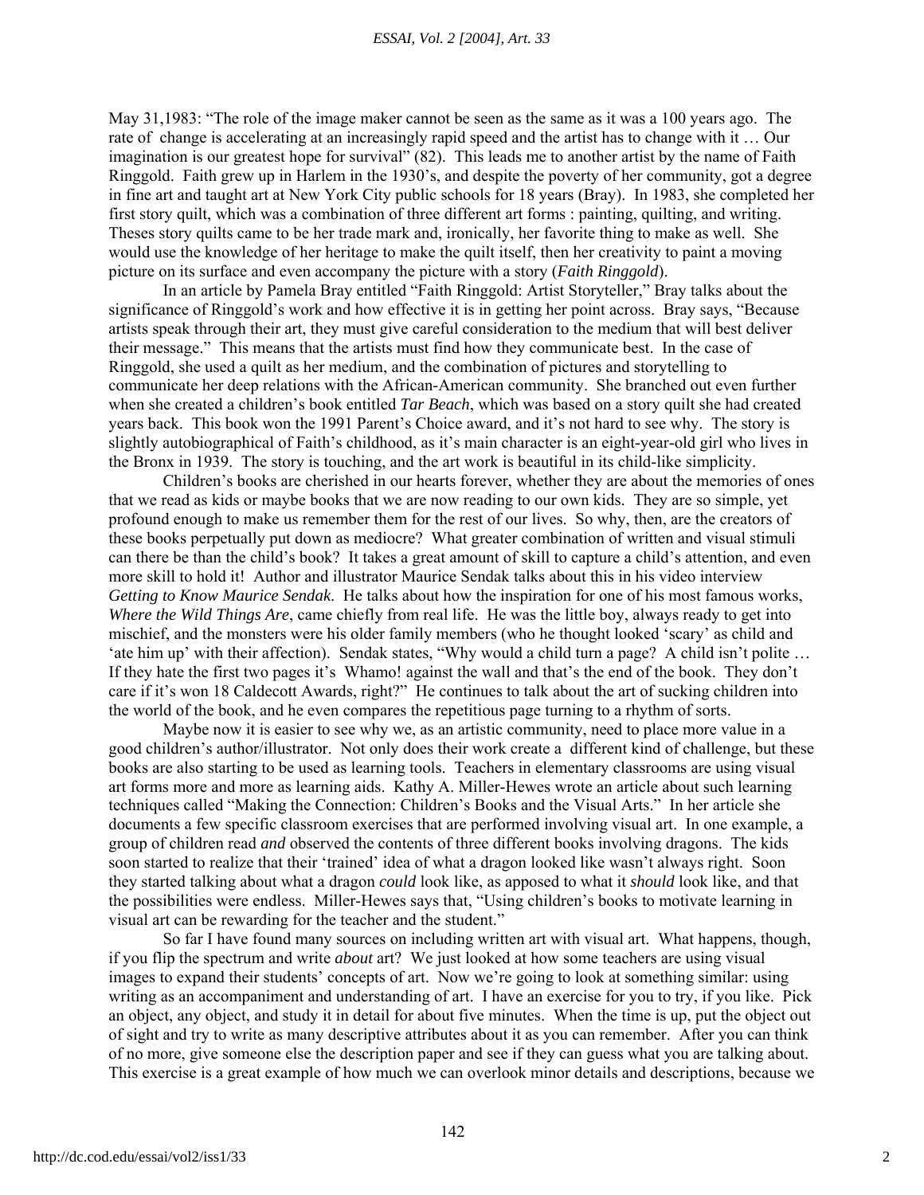May 31,1983: "The role of the image maker cannot be seen as the same as it was a 100 years ago. The rate of change is accelerating at an increasingly rapid speed and the artist has to change with it … Our imagination is our greatest hope for survival" (82). This leads me to another artist by the name of Faith Ringgold. Faith grew up in Harlem in the 1930's, and despite the poverty of her community, got a degree in fine art and taught art at New York City public schools for 18 years (Bray). In 1983, she completed her first story quilt, which was a combination of three different art forms : painting, quilting, and writing. Theses story quilts came to be her trade mark and, ironically, her favorite thing to make as well. She would use the knowledge of her heritage to make the quilt itself, then her creativity to paint a moving picture on its surface and even accompany the picture with a story (*Faith Ringgold*).

In an article by Pamela Bray entitled "Faith Ringgold: Artist Storyteller," Bray talks about the significance of Ringgold's work and how effective it is in getting her point across. Bray says, "Because artists speak through their art, they must give careful consideration to the medium that will best deliver their message." This means that the artists must find how they communicate best. In the case of Ringgold, she used a quilt as her medium, and the combination of pictures and storytelling to communicate her deep relations with the African-American community. She branched out even further when she created a children's book entitled *Tar Beach*, which was based on a story quilt she had created years back. This book won the 1991 Parent's Choice award, and it's not hard to see why. The story is slightly autobiographical of Faith's childhood, as it's main character is an eight-year-old girl who lives in the Bronx in 1939. The story is touching, and the art work is beautiful in its child-like simplicity.

Children's books are cherished in our hearts forever, whether they are about the memories of ones that we read as kids or maybe books that we are now reading to our own kids. They are so simple, yet profound enough to make us remember them for the rest of our lives. So why, then, are the creators of these books perpetually put down as mediocre? What greater combination of written and visual stimuli can there be than the child's book? It takes a great amount of skill to capture a child's attention, and even more skill to hold it! Author and illustrator Maurice Sendak talks about this in his video interview *Getting to Know Maurice Sendak.* He talks about how the inspiration for one of his most famous works, *Where the Wild Things Are*, came chiefly from real life. He was the little boy, always ready to get into mischief, and the monsters were his older family members (who he thought looked 'scary' as child and 'ate him up' with their affection). Sendak states, "Why would a child turn a page? A child isn't polite … If they hate the first two pages it's Whamo! against the wall and that's the end of the book. They don't care if it's won 18 Caldecott Awards, right?" He continues to talk about the art of sucking children into the world of the book, and he even compares the repetitious page turning to a rhythm of sorts.

Maybe now it is easier to see why we, as an artistic community, need to place more value in a good children's author/illustrator. Not only does their work create a different kind of challenge, but these books are also starting to be used as learning tools. Teachers in elementary classrooms are using visual art forms more and more as learning aids. Kathy A. Miller-Hewes wrote an article about such learning techniques called "Making the Connection: Children's Books and the Visual Arts." In her article she documents a few specific classroom exercises that are performed involving visual art. In one example, a group of children read *and* observed the contents of three different books involving dragons. The kids soon started to realize that their 'trained' idea of what a dragon looked like wasn't always right. Soon they started talking about what a dragon *could* look like, as apposed to what it *should* look like, and that the possibilities were endless. Miller-Hewes says that, "Using children's books to motivate learning in visual art can be rewarding for the teacher and the student."

So far I have found many sources on including written art with visual art. What happens, though, if you flip the spectrum and write *about* art? We just looked at how some teachers are using visual images to expand their students' concepts of art. Now we're going to look at something similar: using writing as an accompaniment and understanding of art. I have an exercise for you to try, if you like. Pick an object, any object, and study it in detail for about five minutes. When the time is up, put the object out of sight and try to write as many descriptive attributes about it as you can remember. After you can think of no more, give someone else the description paper and see if they can guess what you are talking about. This exercise is a great example of how much we can overlook minor details and descriptions, because we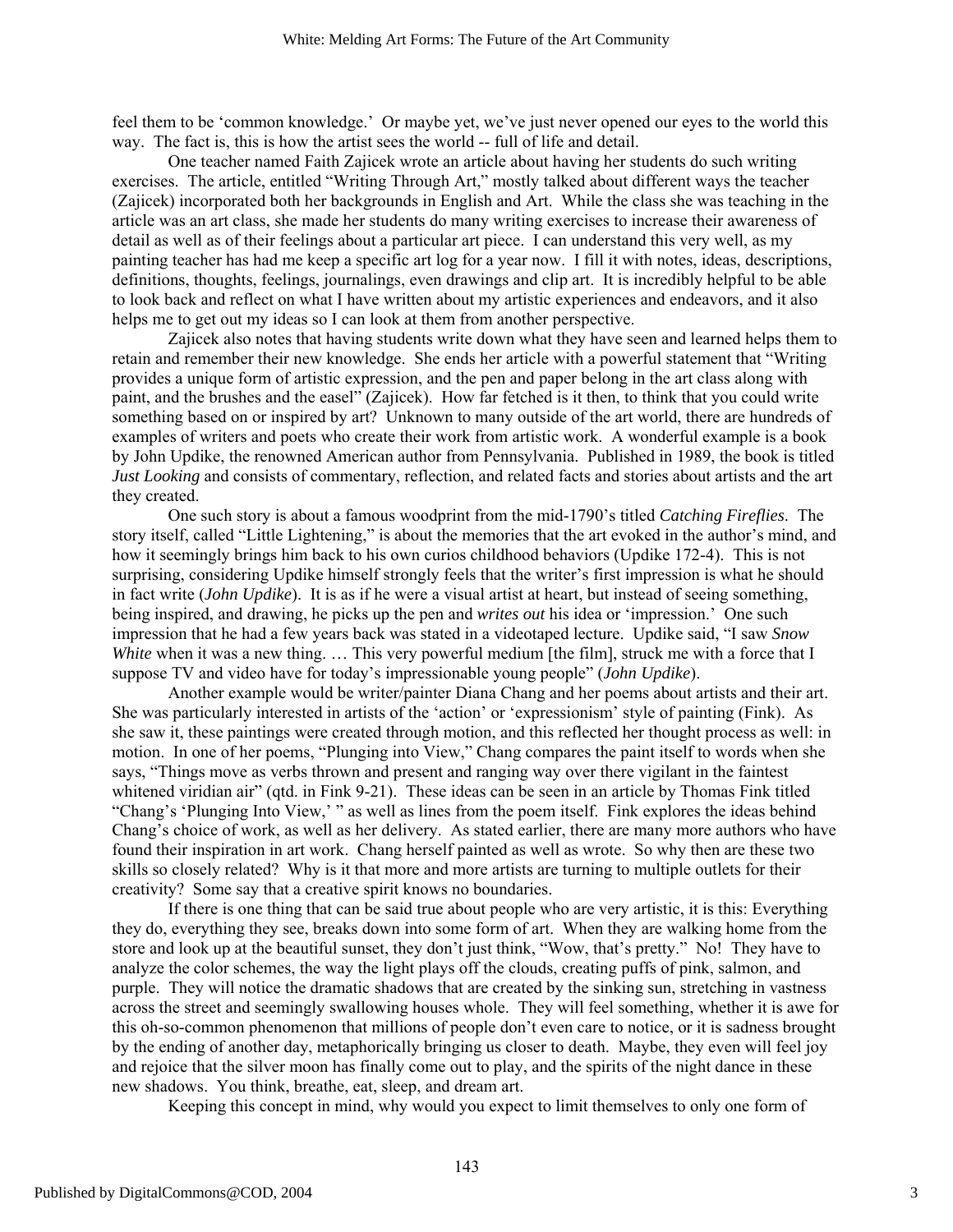feel them to be 'common knowledge.' Or maybe yet, we've just never opened our eyes to the world this way. The fact is, this is how the artist sees the world -- full of life and detail.

One teacher named Faith Zajicek wrote an article about having her students do such writing exercises. The article, entitled "Writing Through Art," mostly talked about different ways the teacher (Zajicek) incorporated both her backgrounds in English and Art. While the class she was teaching in the article was an art class, she made her students do many writing exercises to increase their awareness of detail as well as of their feelings about a particular art piece. I can understand this very well, as my painting teacher has had me keep a specific art log for a year now. I fill it with notes, ideas, descriptions, definitions, thoughts, feelings, journalings, even drawings and clip art. It is incredibly helpful to be able to look back and reflect on what I have written about my artistic experiences and endeavors, and it also helps me to get out my ideas so I can look at them from another perspective.

Zajicek also notes that having students write down what they have seen and learned helps them to retain and remember their new knowledge. She ends her article with a powerful statement that "Writing provides a unique form of artistic expression, and the pen and paper belong in the art class along with paint, and the brushes and the easel" (Zajicek). How far fetched is it then, to think that you could write something based on or inspired by art? Unknown to many outside of the art world, there are hundreds of examples of writers and poets who create their work from artistic work. A wonderful example is a book by John Updike, the renowned American author from Pennsylvania. Published in 1989, the book is titled *Just Looking* and consists of commentary, reflection, and related facts and stories about artists and the art they created.

One such story is about a famous woodprint from the mid-1790's titled *Catching Fireflies*. The story itself, called "Little Lightening," is about the memories that the art evoked in the author's mind, and how it seemingly brings him back to his own curios childhood behaviors (Updike 172-4). This is not surprising, considering Updike himself strongly feels that the writer's first impression is what he should in fact write (*John Updike*). It is as if he were a visual artist at heart, but instead of seeing something, being inspired, and drawing, he picks up the pen and *writes out* his idea or 'impression.' One such impression that he had a few years back was stated in a videotaped lecture. Updike said, "I saw *Snow White* when it was a new thing. … This very powerful medium [the film], struck me with a force that I suppose TV and video have for today's impressionable young people" (*John Updike*).

Another example would be writer/painter Diana Chang and her poems about artists and their art. She was particularly interested in artists of the 'action' or 'expressionism' style of painting (Fink). As she saw it, these paintings were created through motion, and this reflected her thought process as well: in motion. In one of her poems, "Plunging into View," Chang compares the paint itself to words when she says, "Things move as verbs thrown and present and ranging way over there vigilant in the faintest whitened viridian air" (qtd. in Fink 9-21). These ideas can be seen in an article by Thomas Fink titled "Chang's 'Plunging Into View,' " as well as lines from the poem itself. Fink explores the ideas behind Chang's choice of work, as well as her delivery. As stated earlier, there are many more authors who have found their inspiration in art work. Chang herself painted as well as wrote. So why then are these two skills so closely related? Why is it that more and more artists are turning to multiple outlets for their creativity? Some say that a creative spirit knows no boundaries.

If there is one thing that can be said true about people who are very artistic, it is this: Everything they do, everything they see, breaks down into some form of art. When they are walking home from the store and look up at the beautiful sunset, they don't just think, "Wow, that's pretty." No! They have to analyze the color schemes, the way the light plays off the clouds, creating puffs of pink, salmon, and purple. They will notice the dramatic shadows that are created by the sinking sun, stretching in vastness across the street and seemingly swallowing houses whole. They will feel something, whether it is awe for this oh-so-common phenomenon that millions of people don't even care to notice, or it is sadness brought by the ending of another day, metaphorically bringing us closer to death. Maybe, they even will feel joy and rejoice that the silver moon has finally come out to play, and the spirits of the night dance in these new shadows. You think, breathe, eat, sleep, and dream art.

Keeping this concept in mind, why would you expect to limit themselves to only one form of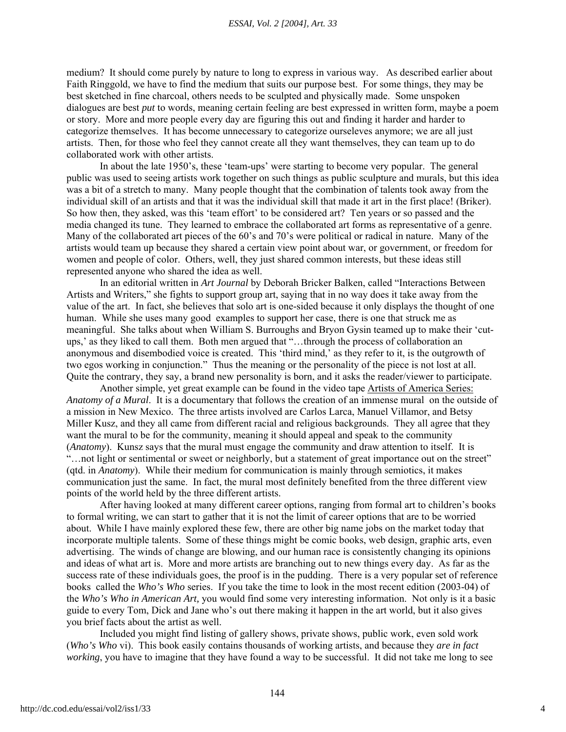medium? It should come purely by nature to long to express in various way. As described earlier about Faith Ringgold, we have to find the medium that suits our purpose best. For some things, they may be best sketched in fine charcoal, others needs to be sculpted and physically made. Some unspoken dialogues are best *put* to words, meaning certain feeling are best expressed in written form, maybe a poem or story. More and more people every day are figuring this out and finding it harder and harder to categorize themselves. It has become unnecessary to categorize ourseleves anymore; we are all just artists. Then, for those who feel they cannot create all they want themselves, they can team up to do collaborated work with other artists.

In about the late 1950's, these 'team-ups' were starting to become very popular. The general public was used to seeing artists work together on such things as public sculpture and murals, but this idea was a bit of a stretch to many. Many people thought that the combination of talents took away from the individual skill of an artists and that it was the individual skill that made it art in the first place! (Briker). So how then, they asked, was this 'team effort' to be considered art? Ten years or so passed and the media changed its tune. They learned to embrace the collaborated art forms as representative of a genre. Many of the collaborated art pieces of the 60's and 70's were political or radical in nature. Many of the artists would team up because they shared a certain view point about war, or government, or freedom for women and people of color. Others, well, they just shared common interests, but these ideas still represented anyone who shared the idea as well.

In an editorial written in *Art Journal* by Deborah Bricker Balken, called "Interactions Between Artists and Writers," she fights to support group art, saying that in no way does it take away from the value of the art. In fact, she believes that solo art is one-sided because it only displays the thought of one human. While she uses many good examples to support her case, there is one that struck me as meaningful. She talks about when William S. Burroughs and Bryon Gysin teamed up to make their 'cut-ups,' as they liked to call them. Both men argued that "…through the process of collaboration an anonymous and disembodied voice is created. This 'third mind,' as they refer to it, is the outgrowth of two egos working in conjunction." Thus the meaning or the personality of the piece is not lost at all. Quite the contrary, they say, a brand new personality is born, and it asks the reader/viewer to participate.

Another simple, yet great example can be found in the video tape <u>Artists of America Series:</u> *Anatomy of a Mural*. It is a documentary that follows the creation of an immense mural on the outside of a mission in New Mexico. The three artists involved are Carlos Larca, Manuel Villamor, and Betsy Miller Kusz, and they all came from different racial and religious backgrounds. They all agree that they want the mural to be for the community, meaning it should appeal and speak to the community (*Anatomy*). Kunsz says that the mural must engage the community and draw attention to itself. It is "…not light or sentimental or sweet or neighborly, but a statement of great importance out on the street" (qtd. in *Anatomy*). While their medium for communication is mainly through semiotics, it makes communication just the same. In fact, the mural most definitely benefited from the three different view points of the world held by the three different artists.

After having looked at many different career options, ranging from formal art to children's books to formal writing, we can start to gather that it is not the limit of career options that are to be worried about. While I have mainly explored these few, there are other big name jobs on the market today that incorporate multiple talents. Some of these things might be comic books, web design, graphic arts, even advertising. The winds of change are blowing, and our human race is consistently changing its opinions and ideas of what art is. More and more artists are branching out to new things every day. As far as the success rate of these individuals goes, the proof is in the pudding. There is a very popular set of reference books called the *Who's Who* series. If you take the time to look in the most recent edition (2003-04) of the *Who's Who in American Art,* you would find some very interesting information. Not only is it a basic guide to every Tom, Dick and Jane who's out there making it happen in the art world, but it also gives you brief facts about the artist as well.

Included you might find listing of gallery shows, private shows, public work, even sold work (*Who's Who* vi). This book easily contains thousands of working artists, and because they *are in fact working*, you have to imagine that they have found a way to be successful. It did not take me long to see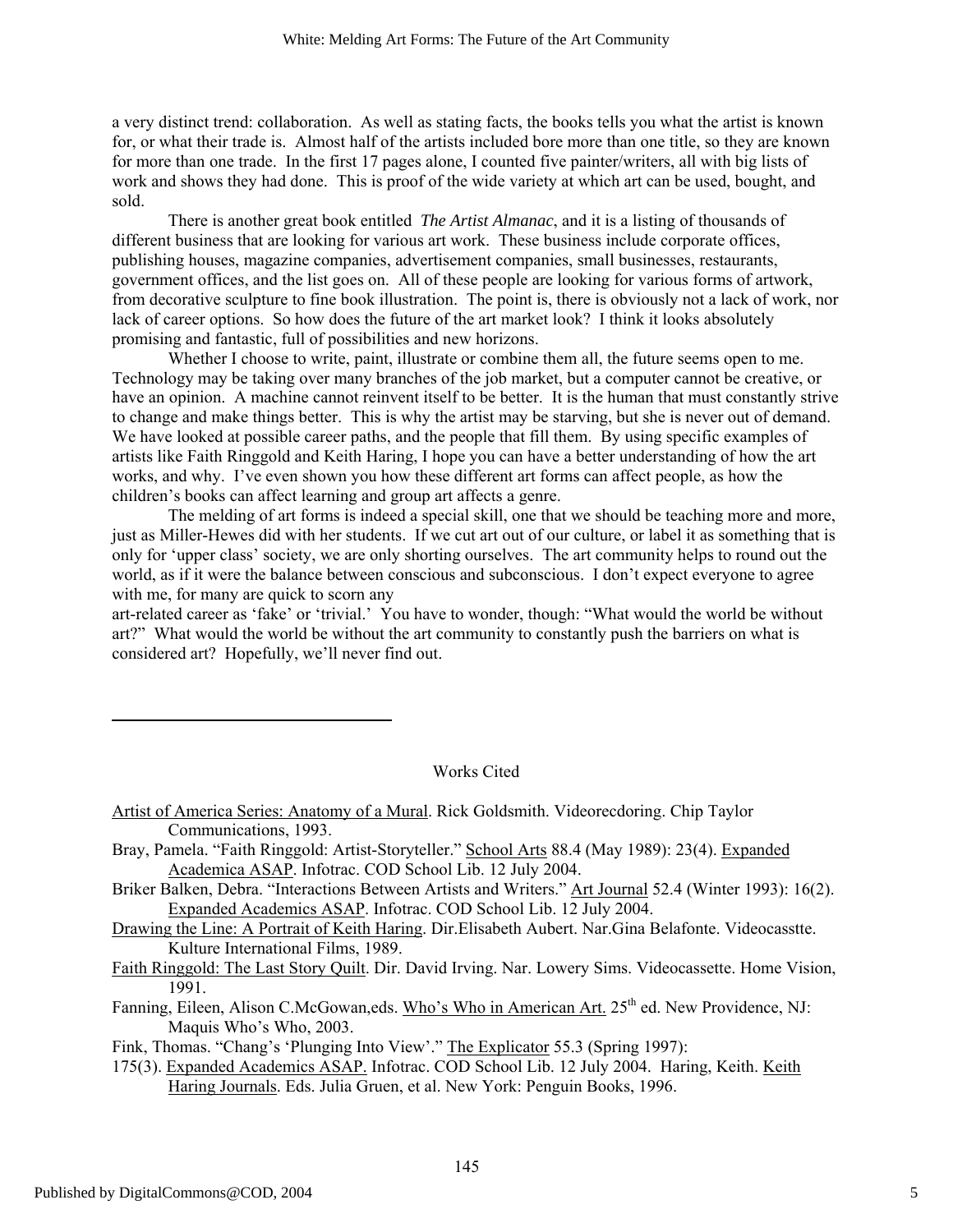a very distinct trend: collaboration. As well as stating facts, the books tells you what the artist is known for, or what their trade is. Almost half of the artists included bore more than one title, so they are known for more than one trade. In the first 17 pages alone, I counted five painter/writers, all with big lists of work and shows they had done. This is proof of the wide variety at which art can be used, bought, and sold.

There is another great book entitled *The Artist Almanac*, and it is a listing of thousands of different business that are looking for various art work. These business include corporate offices, publishing houses, magazine companies, advertisement companies, small businesses, restaurants, government offices, and the list goes on. All of these people are looking for various forms of artwork, from decorative sculpture to fine book illustration. The point is, there is obviously not a lack of work, nor lack of career options. So how does the future of the art market look? I think it looks absolutely promising and fantastic, full of possibilities and new horizons.

Whether I choose to write, paint, illustrate or combine them all, the future seems open to me. Technology may be taking over many branches of the job market, but a computer cannot be creative, or have an opinion. A machine cannot reinvent itself to be better. It is the human that must constantly strive to change and make things better. This is why the artist may be starving, but she is never out of demand. We have looked at possible career paths, and the people that fill them. By using specific examples of artists like Faith Ringgold and Keith Haring, I hope you can have a better understanding of how the art works, and why. I've even shown you how these different art forms can affect people, as how the children's books can affect learning and group art affects a genre.

The melding of art forms is indeed a special skill, one that we should be teaching more and more, just as Miller-Hewes did with her students. If we cut art out of our culture, or label it as something that is only for 'upper class' society, we are only shorting ourselves. The art community helps to round out the world, as if it were the balance between conscious and subconscious. I don't expect everyone to agree with me, for many are quick to scorn any art-related career as 'fake' or 'trivial.' You have to wonder, though: "What would the world be without art?" What would the world be without the art community to constantly push the barriers on what is considered art? Hopefully, we'll never find out.

## Works Cited

Artist of America Series: Anatomy of a Mural. Rick Goldsmith. Videorecdoring. Chip Taylor Communications, 1993.

Bray, Pamela. "Faith Ringgold: Artist-Storyteller." School Arts 88.4 (May 1989): 23(4). Expanded Academica ASAP. Infotrac. COD School Lib. 12 July 2004.

Briker Balken, Debra. "Interactions Between Artists and Writers." Art Journal 52.4 (Winter 1993): 16(2). Expanded Academics ASAP. Infotrac. COD School Lib. 12 July 2004.

Drawing the Line: A Portrait of Keith Haring. Dir.Elisabeth Aubert. Nar.Gina Belafonte. Videocasstte. Kulture International Films, 1989.

Faith Ringgold: The Last Story Quilt. Dir. David Irving. Nar. Lowery Sims. Videocassette. Home Vision, 1991.

Fanning, Eileen, Alison C.McGowan,eds. Who's Who in American Art. 25th ed. New Providence, NJ: Maquis Who's Who, 2003.

Fink, Thomas. "Chang's 'Plunging Into View'." The Explicator 55.3 (Spring 1997): 175(3). Expanded Academics ASAP. Infotrac. COD School Lib. 12 July 2004.

Haring, Keith. Keith Haring Journals. Eds. Julia Gruen, et al. New York: Penguin Books, 1996.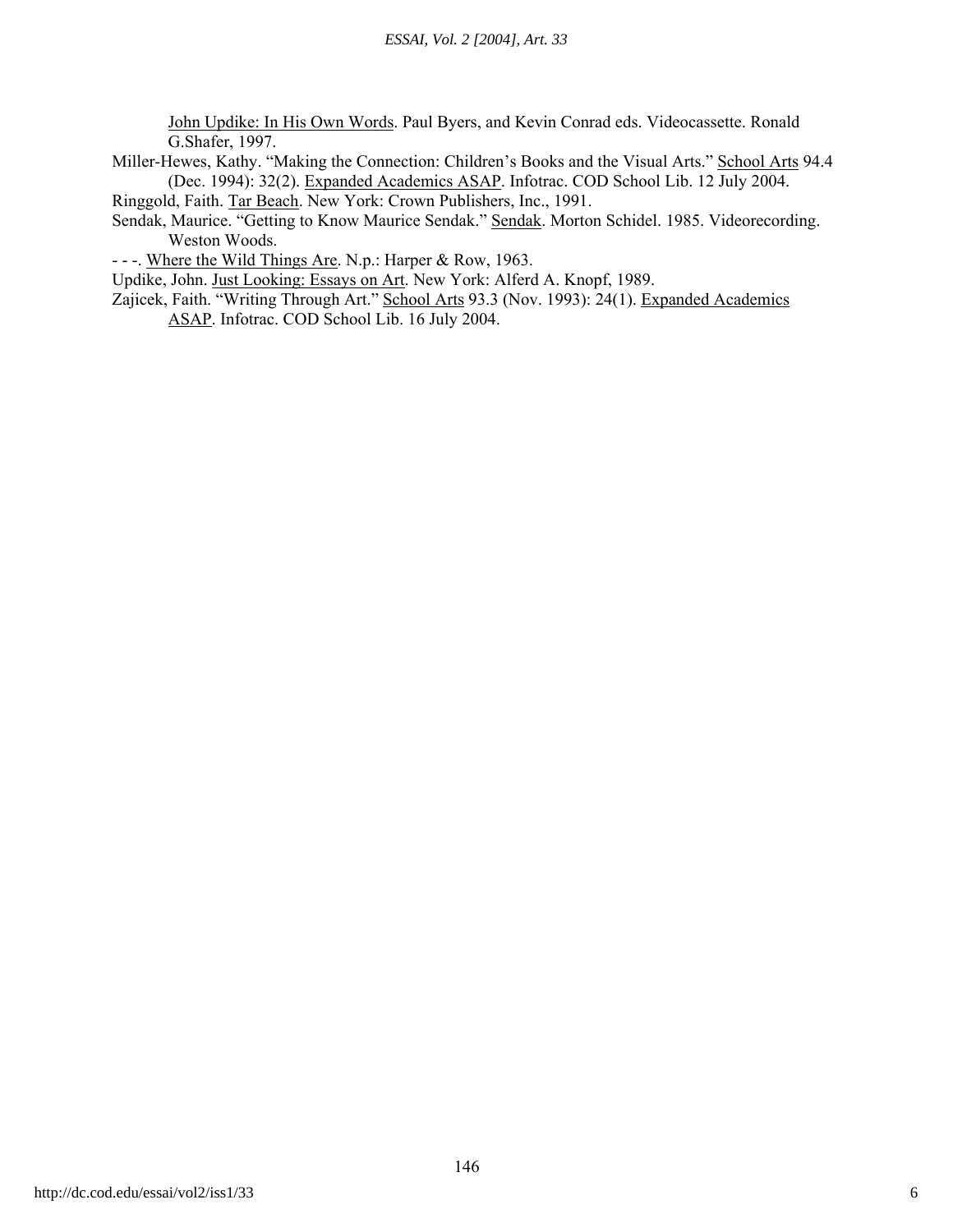John Updike: In His Own Words. Paul Byers, and Kevin Conrad eds. Videocassette. Ronald G.Shafer, 1997.

Miller-Hewes, Kathy. “Making the Connection: Children’s Books and the Visual Arts.” School Arts 94.4 (Dec. 1994): 32(2). Expanded Academics ASAP. Infotrac. COD School Lib. 12 July 2004.

Ringgold, Faith. Tar Beach. New York: Crown Publishers, Inc., 1991.

Sendak, Maurice. “Getting to Know Maurice Sendak.” Sendak. Morton Schidel. 1985. Videorecording. Weston Woods.

- - -. Where the Wild Things Are. N.p.: Harper & Row, 1963.

Updike, John. Just Looking: Essays on Art. New York: Alferd A. Knopf, 1989.

Zajicek, Faith. “Writing Through Art.” School Arts 93.3 (Nov. 1993): 24(1). Expanded Academics ASAP. Infotrac. COD School Lib. 16 July 2004.